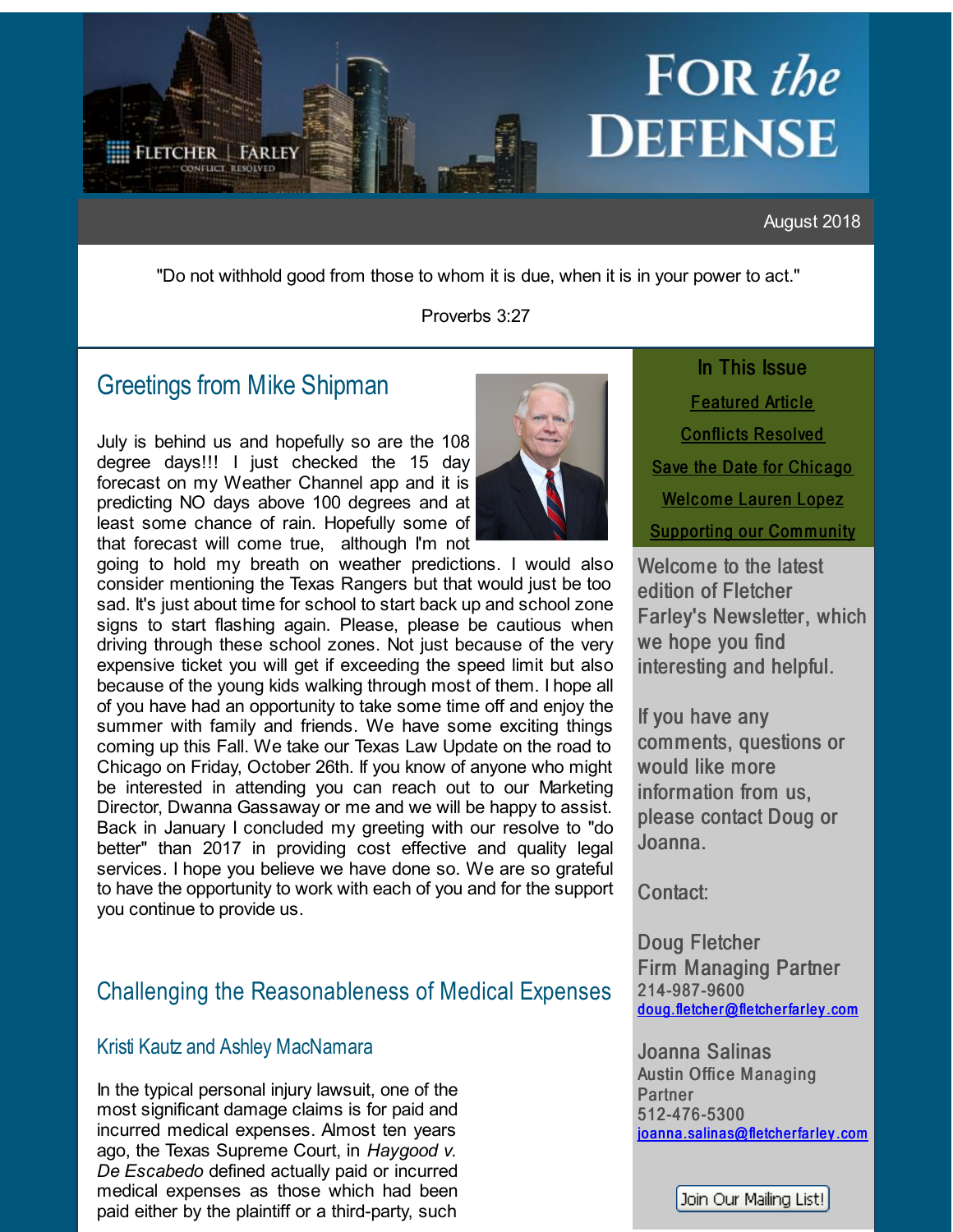# FOR *the* DEFENSE

FLETCHER | FARLEY
CONFLICT RESOLVED

August 2018

"Do not withhold good from those to whom it is due, when it is in your power to act."

Proverbs 3:27

## Greetings from Mike Shipman

July is behind us and hopefully so are the 108 degree days!!! I just checked the 15 day forecast on my Weather Channel app and it is predicting NO days above 100 degrees and at least some chance of rain. Hopefully some of that forecast will come true, although I'm not going to hold my breath on weather predictions. I would also consider mentioning the Texas Rangers but that would just be too sad. It's just about time for school to start back up and school zone signs to start flashing again. Please, please be cautious when driving through these school zones. Not just because of the very expensive ticket you will get if exceeding the speed limit but also because of the young kids walking through most of them. I hope all of you have had an opportunity to take some time off and enjoy the summer with family and friends. We have some exciting things coming up this Fall. We take our Texas Law Update on the road to Chicago on Friday, October 26th. If you know of anyone who might be interested in attending you can reach out to our Marketing Director, Dwanna Gassaway or me and we will be happy to assist. Back in January I concluded my greeting with our resolve to "do better" than 2017 in providing cost effective and quality legal services. I hope you believe we have done so. We are so grateful to have the opportunity to work with each of you and for the support you continue to provide us.

## Challenging the Reasonableness of Medical Expenses

### Kristi Kautz and Ashley MacNamara

In the typical personal injury lawsuit, one of the most significant damage claims is for paid and incurred medical expenses. Almost ten years ago, the Texas Supreme Court, in *Haygood v. De Escabedo* defined actually paid or incurred medical expenses as those which had been paid either by the plaintiff or a third-party, such

### In This Issue

- Featured Article
- Conflicts Resolved
- Save the Date for Chicago
- Welcome Lauren Lopez
- Supporting our Community

Welcome to the latest edition of Fletcher Farley's Newsletter, which we hope you find interesting and helpful.

If you have any comments, questions or would like more information from us, please contact Doug or Joanna.

Contact:

Doug Fletcher
Firm Managing Partner
214-987-9600
doug.fletcher@fletcherfarley.com

Joanna Salinas
Austin Office Managing Partner
512-476-5300
joanna.salinas@fletcherfarley.com

Join Our Mailing List!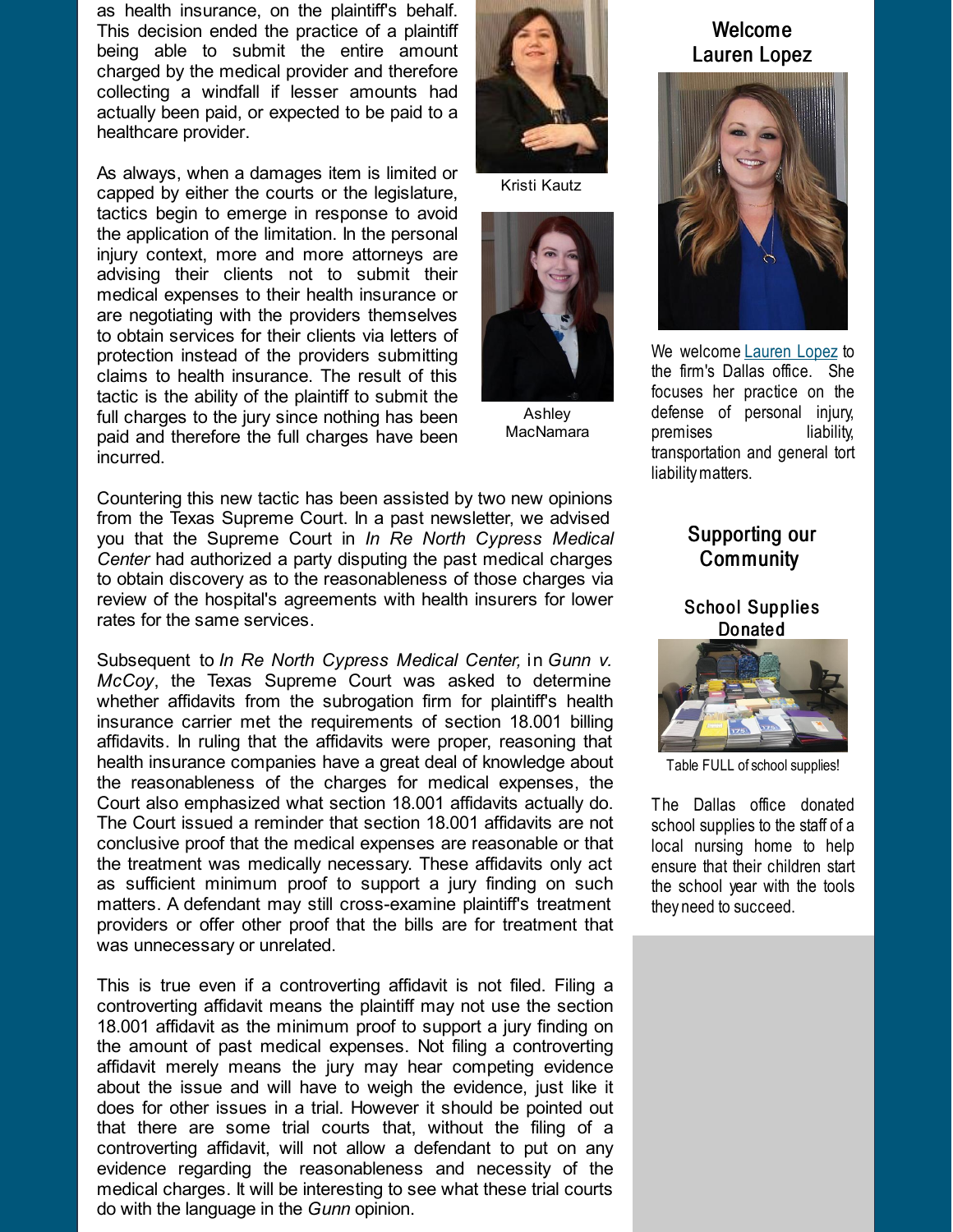as health insurance, on the plaintiff's behalf. This decision ended the practice of a plaintiff being able to submit the entire amount charged by the medical provider and therefore collecting a windfall if lesser amounts had actually been paid, or expected to be paid to a healthcare provider.

As always, when a damages item is limited or capped by either the courts or the legislature, tactics begin to emerge in response to avoid the application of the limitation. In the personal injury context, more and more attorneys are advising their clients not to submit their medical expenses to their health insurance or are negotiating with the providers themselves to obtain services for their clients via letters of protection instead of the providers submitting claims to health insurance. The result of this tactic is the ability of the plaintiff to submit the full charges to the jury since nothing has been paid and therefore the full charges have been incurred.

Kristi Kautz

Ashley MacNamara

Countering this new tactic has been assisted by two new opinions from the Texas Supreme Court. In a past newsletter, we advised you that the Supreme Court in *In Re North Cypress Medical Center* had authorized a party disputing the past medical charges to obtain discovery as to the reasonableness of those charges via review of the hospital's agreements with health insurers for lower rates for the same services.

Subsequent to *In Re North Cypress Medical Center,* in *Gunn v. McCoy*, the Texas Supreme Court was asked to determine whether affidavits from the subrogation firm for plaintiff's health insurance carrier met the requirements of section 18.001 billing affidavits. In ruling that the affidavits were proper, reasoning that health insurance companies have a great deal of knowledge about the reasonableness of the charges for medical expenses, the Court also emphasized what section 18.001 affidavits actually do. The Court issued a reminder that section 18.001 affidavits are not conclusive proof that the medical expenses are reasonable or that the treatment was medically necessary. These affidavits only act as sufficient minimum proof to support a jury finding on such matters. A defendant may still cross-examine plaintiff's treatment providers or offer other proof that the bills are for treatment that was unnecessary or unrelated.

This is true even if a controverting affidavit is not filed. Filing a controverting affidavit means the plaintiff may not use the section 18.001 affidavit as the minimum proof to support a jury finding on the amount of past medical expenses. Not filing a controverting affidavit merely means the jury may hear competing evidence about the issue and will have to weigh the evidence, just like it does for other issues in a trial. However it should be pointed out that there are some trial courts that, without the filing of a controverting affidavit, will not allow a defendant to put on any evidence regarding the reasonableness and necessity of the medical charges. It will be interesting to see what these trial courts do with the language in the *Gunn* opinion.

## Welcome Lauren Lopez

We welcome Lauren Lopez to the firm's Dallas office. She focuses her practice on the defense of personal injury, premises liability, transportation and general tort liability matters.

## Supporting our Community

### School Supplies Donated

Table FULL of school supplies!

The Dallas office donated school supplies to the staff of a local nursing home to help ensure that their children start the school year with the tools they need to succeed.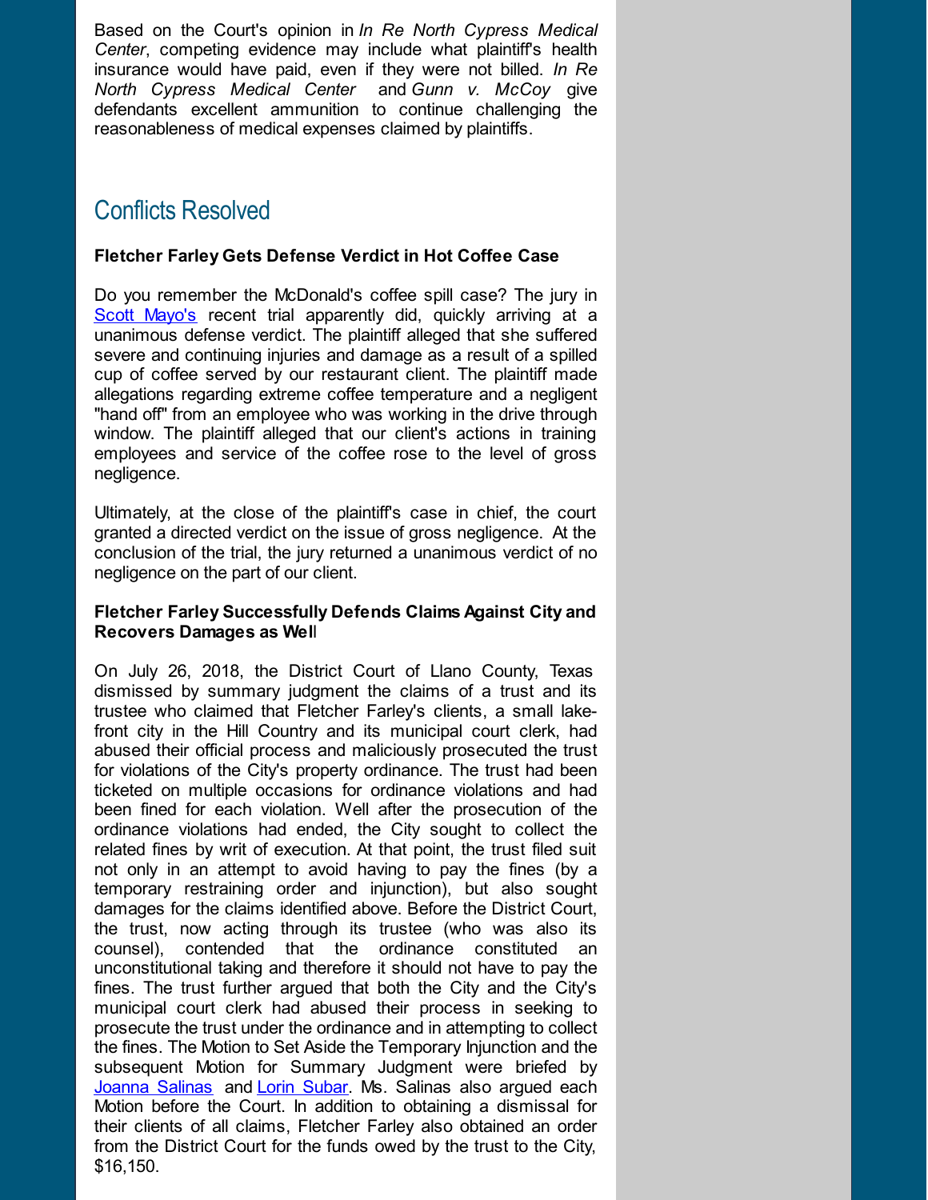Based on the Court's opinion in *In Re North Cypress Medical Center*, competing evidence may include what plaintiff's health insurance would have paid, even if they were not billed. *In Re North Cypress Medical Center* and *Gunn v. McCoy* give defendants excellent ammunition to continue challenging the reasonableness of medical expenses claimed by plaintiffs.

## Conflicts Resolved

**Fletcher Farley Gets Defense Verdict in Hot Coffee Case**

Do you remember the McDonald's coffee spill case? The jury in Scott Mayo's recent trial apparently did, quickly arriving at a unanimous defense verdict. The plaintiff alleged that she suffered severe and continuing injuries and damage as a result of a spilled cup of coffee served by our restaurant client. The plaintiff made allegations regarding extreme coffee temperature and a negligent "hand off" from an employee who was working in the drive through window. The plaintiff alleged that our client's actions in training employees and service of the coffee rose to the level of gross negligence.

Ultimately, at the close of the plaintiff's case in chief, the court granted a directed verdict on the issue of gross negligence. At the conclusion of the trial, the jury returned a unanimous verdict of no negligence on the part of our client.

**Fletcher Farley Successfully Defends Claims Against City and Recovers Damages as Well**

On July 26, 2018, the District Court of Llano County, Texas dismissed by summary judgment the claims of a trust and its trustee who claimed that Fletcher Farley's clients, a small lake-front city in the Hill Country and its municipal court clerk, had abused their official process and maliciously prosecuted the trust for violations of the City's property ordinance. The trust had been ticketed on multiple occasions for ordinance violations and had been fined for each violation. Well after the prosecution of the ordinance violations had ended, the City sought to collect the related fines by writ of execution. At that point, the trust filed suit not only in an attempt to avoid having to pay the fines (by a temporary restraining order and injunction), but also sought damages for the claims identified above. Before the District Court, the trust, now acting through its trustee (who was also its counsel), contended that the ordinance constituted an unconstitutional taking and therefore it should not have to pay the fines. The trust further argued that both the City and the City's municipal court clerk had abused their process in seeking to prosecute the trust under the ordinance and in attempting to collect the fines. The Motion to Set Aside the Temporary Injunction and the subsequent Motion for Summary Judgment were briefed by Joanna Salinas and Lorin Subar. Ms. Salinas also argued each Motion before the Court. In addition to obtaining a dismissal for their clients of all claims, Fletcher Farley also obtained an order from the District Court for the funds owed by the trust to the City, $16,150.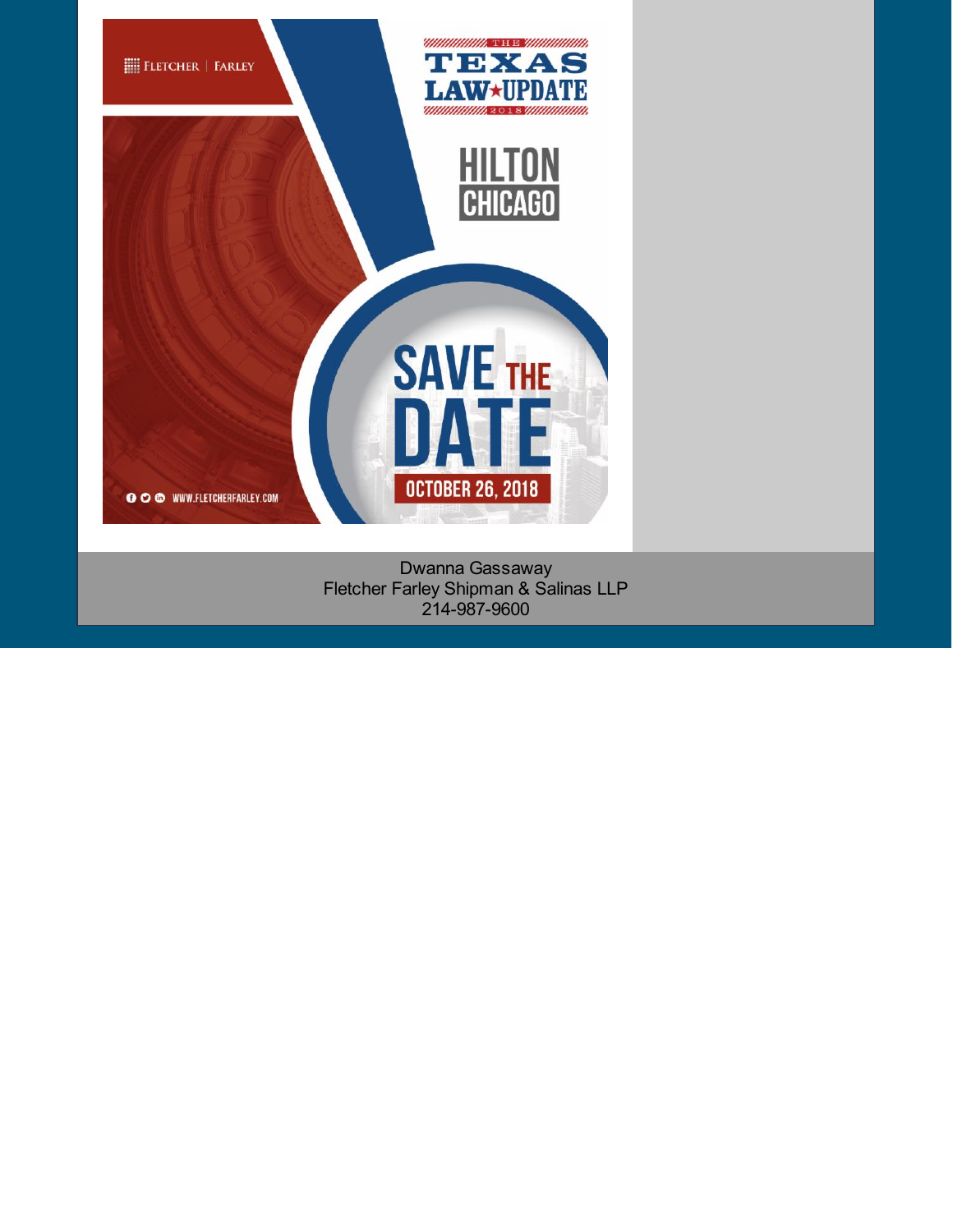FLETCHER | FARLEY

THE TEXAS LAW★UPDATE 2018

HILTON CHICAGO

SAVE THE DATE

OCTOBER 26, 2018

WWW.FLETCHERFARLEY.COM

Dwanna Gassaway
Fletcher Farley Shipman & Salinas LLP
214-987-9600